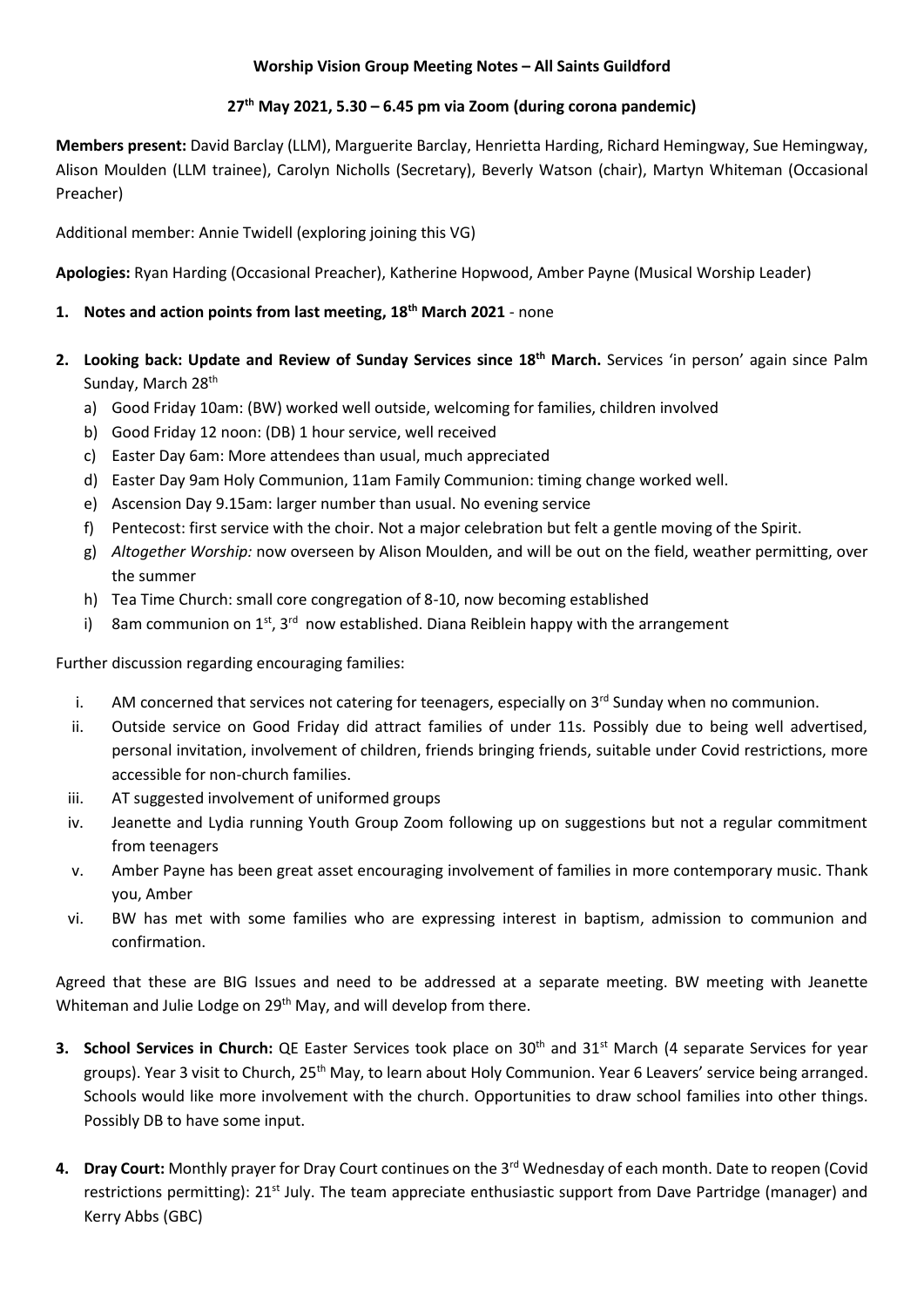**Worship Vision Group Meeting Notes – All Saints Guildford**

**27th May 2021, 5.30 – 6.45 pm via Zoom (during corona pandemic)**

**Members present:** David Barclay (LLM), Marguerite Barclay, Henrietta Harding, Richard Hemingway, Sue Hemingway, Alison Moulden (LLM trainee), Carolyn Nicholls (Secretary), Beverly Watson (chair), Martyn Whiteman (Occasional Preacher)

Additional member: Annie Twidell (exploring joining this VG)

**Apologies:** Ryan Harding (Occasional Preacher), Katherine Hopwood, Amber Payne (Musical Worship Leader)

1. **Notes and action points from last meeting, 18th March 2021** - none

2. **Looking back: Update and Review of Sunday Services since 18th March.** Services 'in person' again since Palm Sunday, March 28th
   a) Good Friday 10am: (BW) worked well outside, welcoming for families, children involved
   b) Good Friday 12 noon: (DB) 1 hour service, well received
   c) Easter Day 6am: More attendees than usual, much appreciated
   d) Easter Day 9am Holy Communion, 11am Family Communion: timing change worked well.
   e) Ascension Day 9.15am: larger number than usual. No evening service
   f) Pentecost: first service with the choir. Not a major celebration but felt a gentle moving of the Spirit.
   g) *Altogether Worship:* now overseen by Alison Moulden, and will be out on the field, weather permitting, over the summer
   h) Tea Time Church: small core congregation of 8-10, now becoming established
   i) 8am communion on 1st, 3rd now established. Diana Reiblein happy with the arrangement

Further discussion regarding encouraging families:

i. AM concerned that services not catering for teenagers, especially on 3rd Sunday when no communion.
ii. Outside service on Good Friday did attract families of under 11s. Possibly due to being well advertised, personal invitation, involvement of children, friends bringing friends, suitable under Covid restrictions, more accessible for non-church families.
iii. AT suggested involvement of uniformed groups
iv. Jeanette and Lydia running Youth Group Zoom following up on suggestions but not a regular commitment from teenagers
v. Amber Payne has been great asset encouraging involvement of families in more contemporary music. Thank you, Amber
vi. BW has met with some families who are expressing interest in baptism, admission to communion and confirmation.

Agreed that these are BIG Issues and need to be addressed at a separate meeting. BW meeting with Jeanette Whiteman and Julie Lodge on 29th May, and will develop from there.

3. **School Services in Church:** QE Easter Services took place on 30th and 31st March (4 separate Services for year groups). Year 3 visit to Church, 25th May, to learn about Holy Communion. Year 6 Leavers' service being arranged. Schools would like more involvement with the church. Opportunities to draw school families into other things. Possibly DB to have some input.

4. **Dray Court:** Monthly prayer for Dray Court continues on the 3rd Wednesday of each month. Date to reopen (Covid restrictions permitting): 21st July. The team appreciate enthusiastic support from Dave Partridge (manager) and Kerry Abbs (GBC)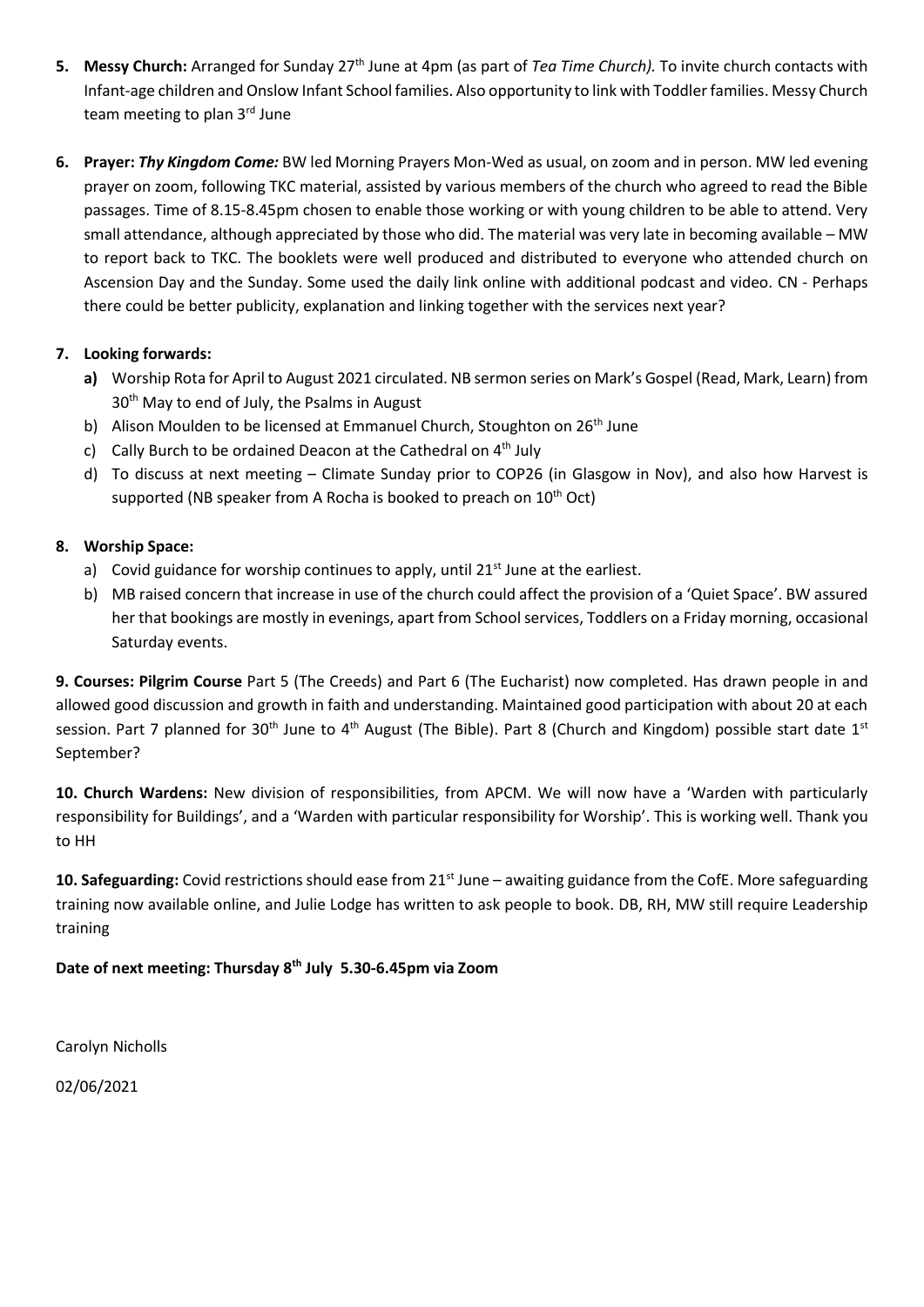5. **Messy Church:** Arranged for Sunday 27th June at 4pm (as part of *Tea Time Church).* To invite church contacts with Infant-age children and Onslow Infant School families. Also opportunity to link with Toddler families. Messy Church team meeting to plan 3rd June

6. **Prayer: *Thy Kingdom Come:*** BW led Morning Prayers Mon-Wed as usual, on zoom and in person. MW led evening prayer on zoom, following TKC material, assisted by various members of the church who agreed to read the Bible passages. Time of 8.15-8.45pm chosen to enable those working or with young children to be able to attend. Very small attendance, although appreciated by those who did. The material was very late in becoming available – MW to report back to TKC. The booklets were well produced and distributed to everyone who attended church on Ascension Day and the Sunday. Some used the daily link online with additional podcast and video. CN - Perhaps there could be better publicity, explanation and linking together with the services next year?

7. **Looking forwards:**
   a) Worship Rota for April to August 2021 circulated. NB sermon series on Mark's Gospel (Read, Mark, Learn) from 30th May to end of July, the Psalms in August
   b) Alison Moulden to be licensed at Emmanuel Church, Stoughton on 26th June
   c) Cally Burch to be ordained Deacon at the Cathedral on 4th July
   d) To discuss at next meeting – Climate Sunday prior to COP26 (in Glasgow in Nov), and also how Harvest is supported (NB speaker from A Rocha is booked to preach on 10th Oct)

8. **Worship Space:**
   a) Covid guidance for worship continues to apply, until 21st June at the earliest.
   b) MB raised concern that increase in use of the church could affect the provision of a 'Quiet Space'. BW assured her that bookings are mostly in evenings, apart from School services, Toddlers on a Friday morning, occasional Saturday events.

**9. Courses: Pilgrim Course** Part 5 (The Creeds) and Part 6 (The Eucharist) now completed. Has drawn people in and allowed good discussion and growth in faith and understanding. Maintained good participation with about 20 at each session. Part 7 planned for 30th June to 4th August (The Bible). Part 8 (Church and Kingdom) possible start date 1st September?

**10. Church Wardens:** New division of responsibilities, from APCM. We will now have a 'Warden with particularly responsibility for Buildings', and a 'Warden with particular responsibility for Worship'. This is working well. Thank you to HH

**10. Safeguarding:** Covid restrictions should ease from 21st June – awaiting guidance from the CofE. More safeguarding training now available online, and Julie Lodge has written to ask people to book. DB, RH, MW still require Leadership training

**Date of next meeting: Thursday 8th July 5.30-6.45pm via Zoom**

Carolyn Nicholls

02/06/2021